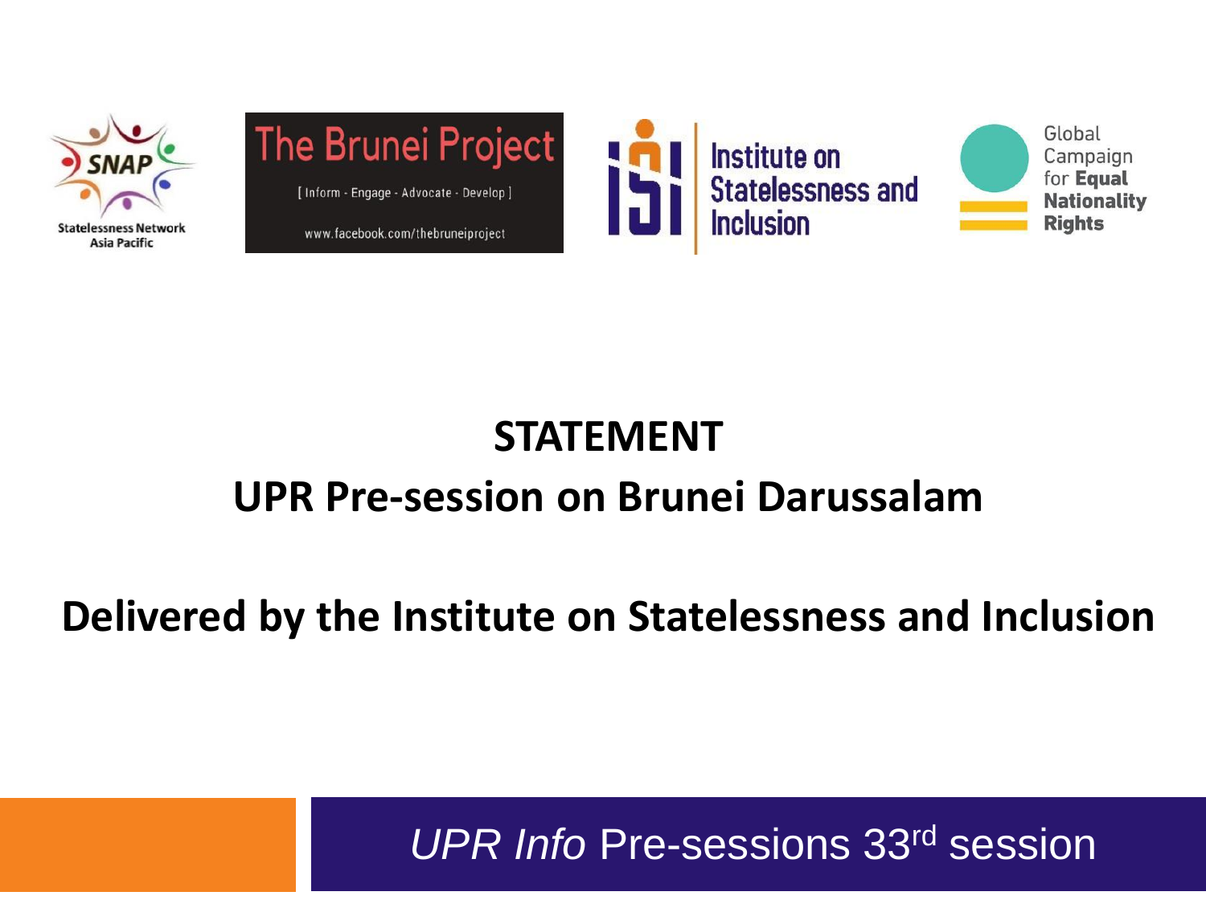Statelessness Network Asia Pacific

The Brunei Project

[ Inform - Engage - Advocate - Develop ]

www.facebook.com/thebruneiproject

Institute on Statelessness and Inclusion

Global Campaign for **Equal Nationality Rights**

# STATEMENT

# UPR Pre-session on Brunei Darussalam

## Delivered by the Institute on Statelessness and Inclusion

*UPR Info* Pre-sessions 33rd session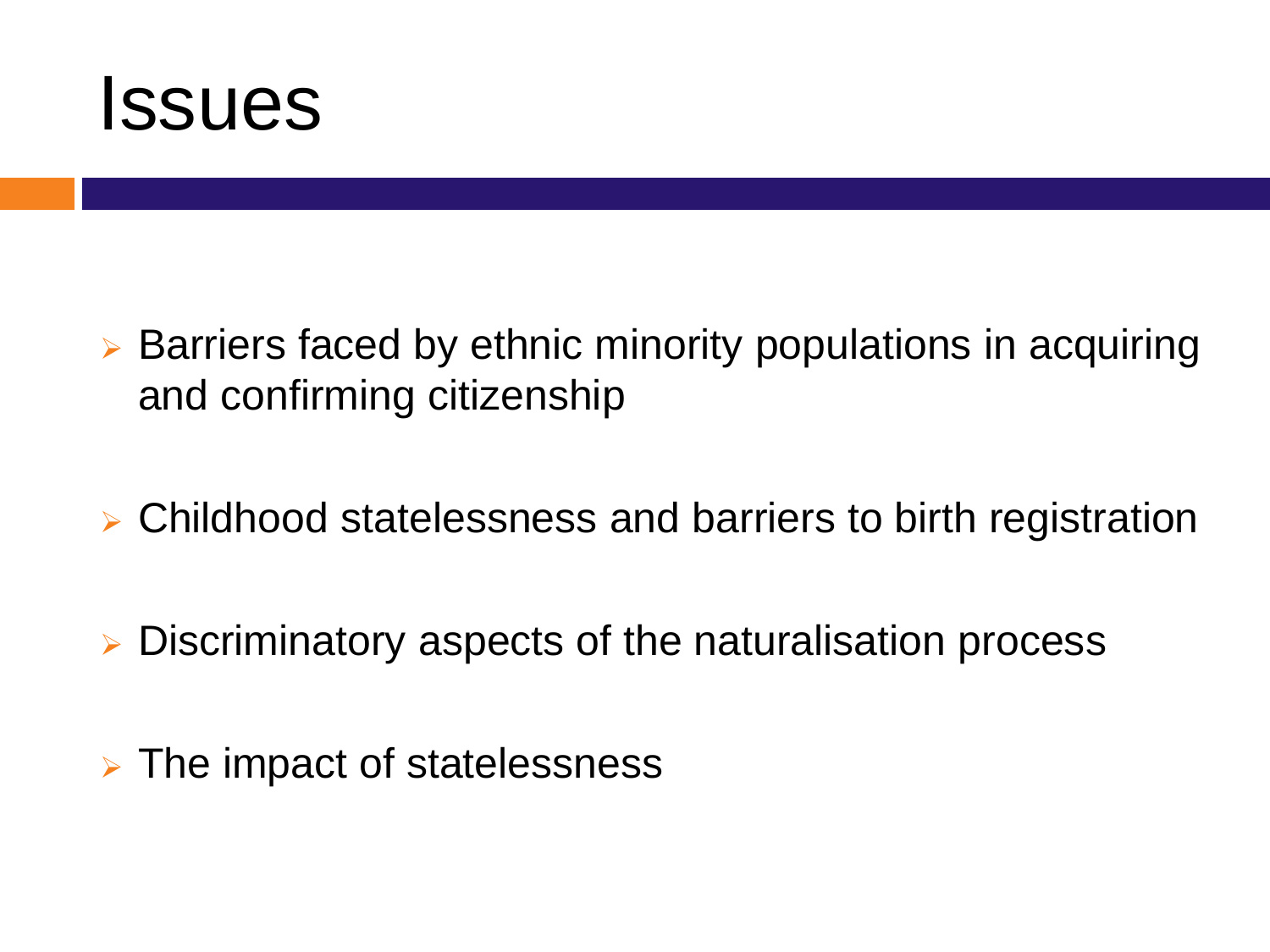# Issues

- Barriers faced by ethnic minority populations in acquiring and confirming citizenship
- Childhood statelessness and barriers to birth registration
- Discriminatory aspects of the naturalisation process
- The impact of statelessness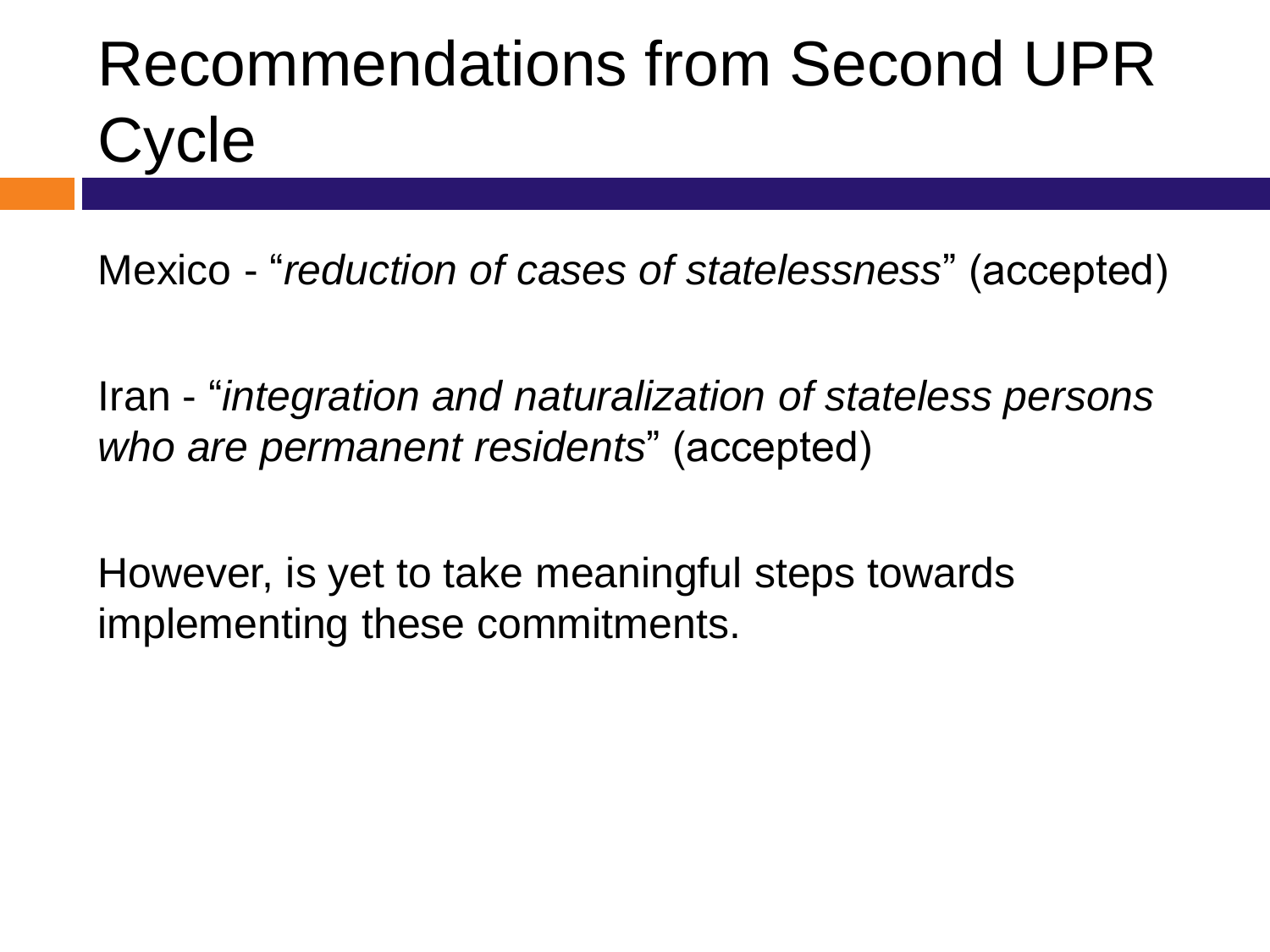# Recommendations from Second UPR Cycle

Mexico - "*reduction of cases of statelessness*" (accepted)

Iran - "*integration and naturalization of stateless persons who are permanent residents*" (accepted)

However, is yet to take meaningful steps towards implementing these commitments.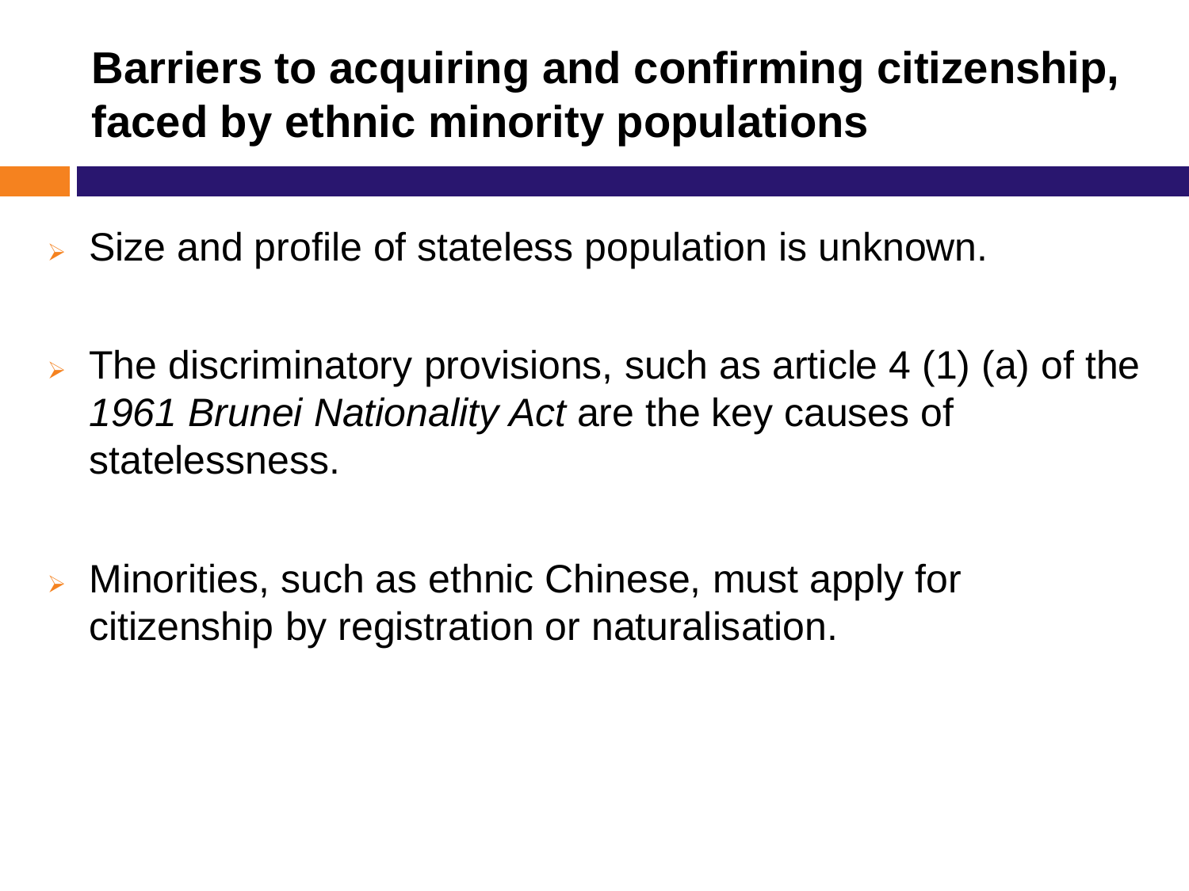# Barriers to acquiring and confirming citizenship, faced by ethnic minority populations

- Size and profile of stateless population is unknown.
- The discriminatory provisions, such as article 4 (1) (a) of the *1961 Brunei Nationality Act* are the key causes of statelessness.
- Minorities, such as ethnic Chinese, must apply for citizenship by registration or naturalisation.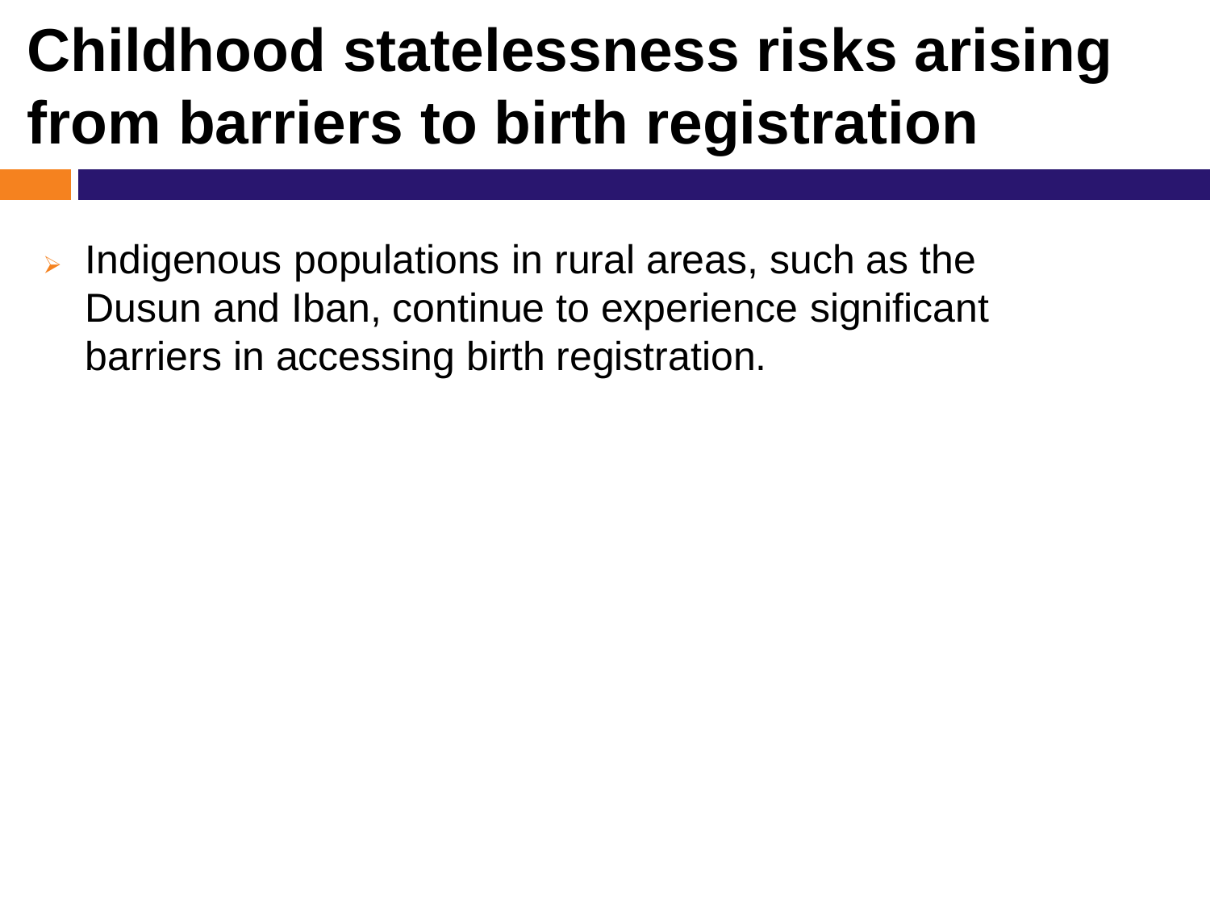# Childhood statelessness risks arising from barriers to birth registration

- Indigenous populations in rural areas, such as the Dusun and Iban, continue to experience significant barriers in accessing birth registration.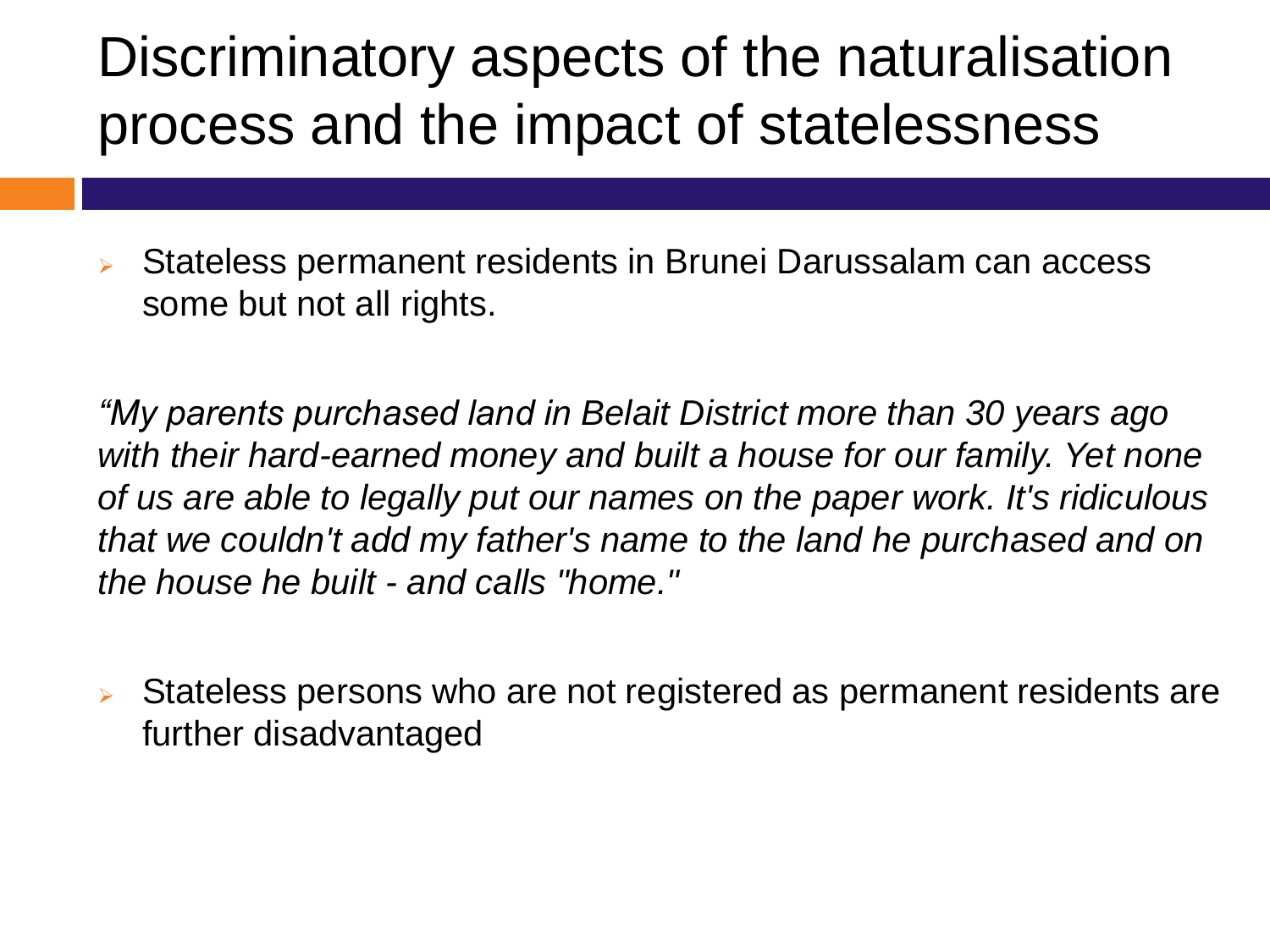# Discriminatory aspects of the naturalisation process and the impact of statelessness

- Stateless permanent residents in Brunei Darussalam can access some but not all rights.

*“My parents purchased land in Belait District more than 30 years ago with their hard-earned money and built a house for our family. Yet none of us are able to legally put our names on the paper work. It's ridiculous that we couldn't add my father's name to the land he purchased and on the house he built - and calls "home."*

- Stateless persons who are not registered as permanent residents are further disadvantaged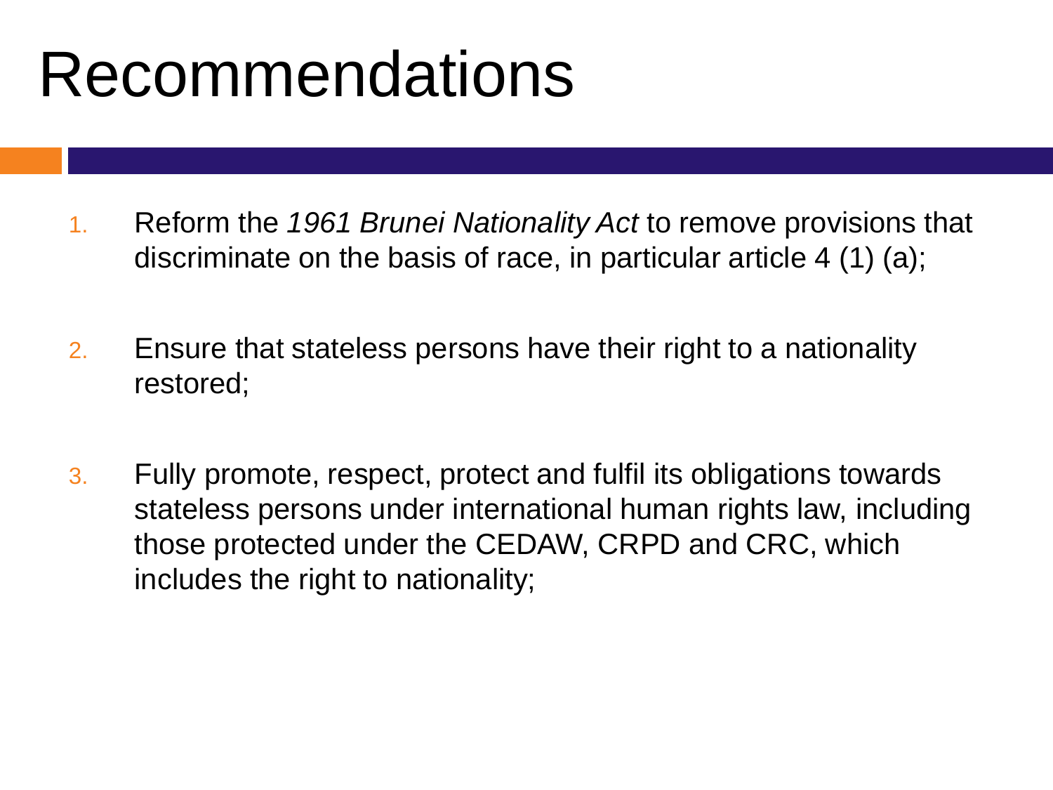# Recommendations

1. Reform the *1961 Brunei Nationality Act* to remove provisions that discriminate on the basis of race, in particular article 4 (1) (a);

2. Ensure that stateless persons have their right to a nationality restored;

3. Fully promote, respect, protect and fulfil its obligations towards stateless persons under international human rights law, including those protected under the CEDAW, CRPD and CRC, which includes the right to nationality;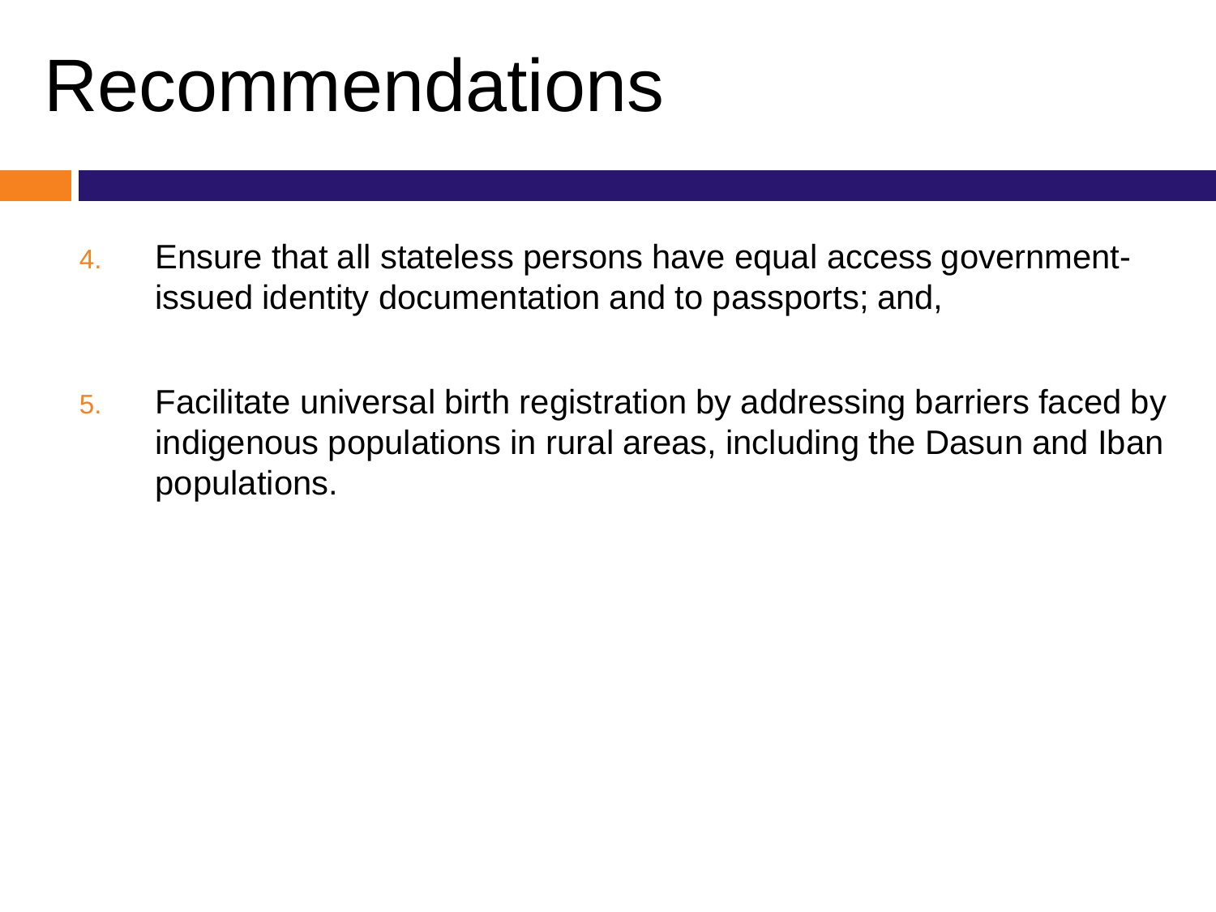# Recommendations

4. Ensure that all stateless persons have equal access government-issued identity documentation and to passports; and,

5. Facilitate universal birth registration by addressing barriers faced by indigenous populations in rural areas, including the Dasun and Iban populations.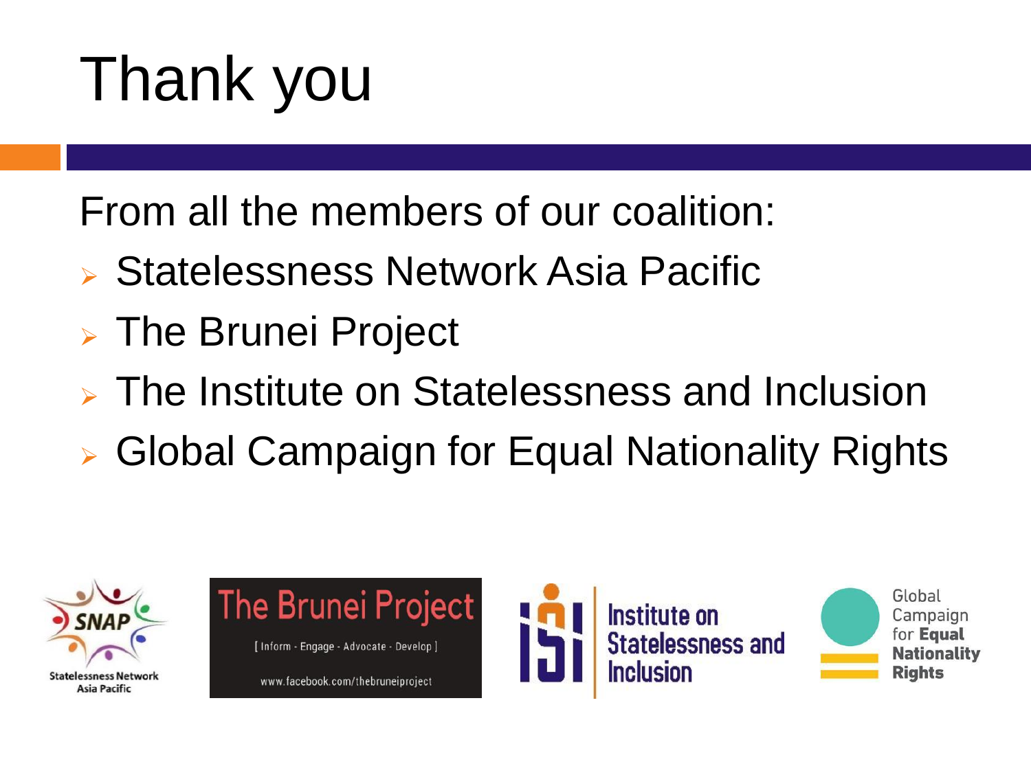# Thank you

From all the members of our coalition:

- Statelessness Network Asia Pacific
- The Brunei Project
- The Institute on Statelessness and Inclusion
- Global Campaign for Equal Nationality Rights

SNAP
Statelessness Network Asia Pacific

The Brunei Project
[ Inform - Engage - Advocate - Develop ]
www.facebook.com/thebruneiproject

Institute on Statelessness and Inclusion

Global Campaign for **Equal Nationality Rights**